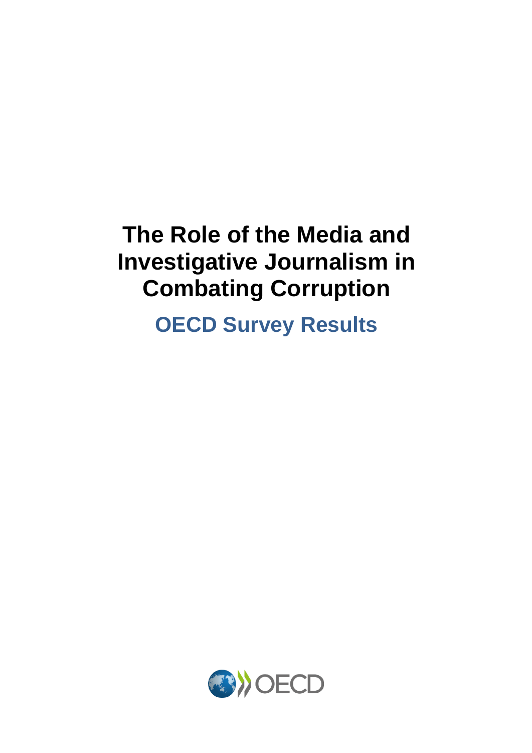# The Role of the Media and Investigative Journalism in Combating Corruption

## OECD Survey Results

OECD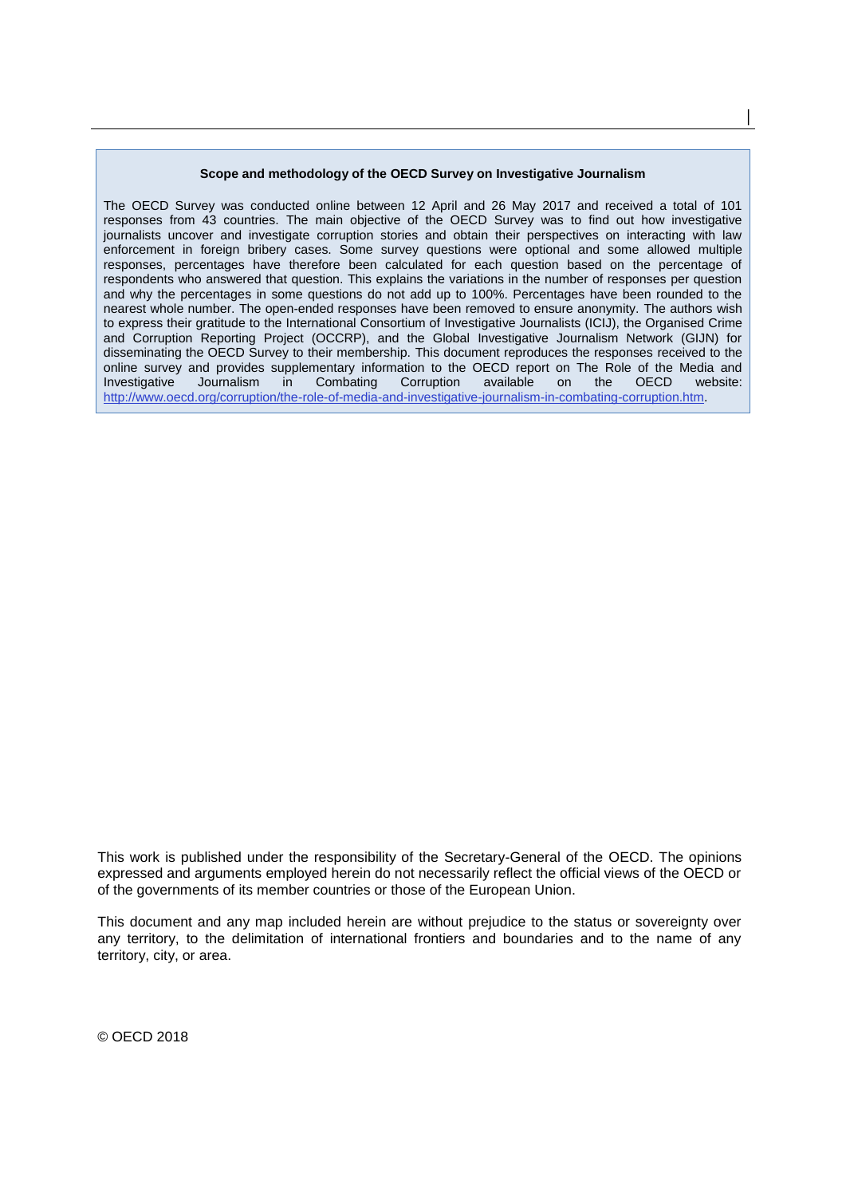**Scope and methodology of the OECD Survey on Investigative Journalism**

The OECD Survey was conducted online between 12 April and 26 May 2017 and received a total of 101 responses from 43 countries. The main objective of the OECD Survey was to find out how investigative journalists uncover and investigate corruption stories and obtain their perspectives on interacting with law enforcement in foreign bribery cases. Some survey questions were optional and some allowed multiple responses, percentages have therefore been calculated for each question based on the percentage of respondents who answered that question. This explains the variations in the number of responses per question and why the percentages in some questions do not add up to 100%. Percentages have been rounded to the nearest whole number. The open-ended responses have been removed to ensure anonymity. The authors wish to express their gratitude to the International Consortium of Investigative Journalists (ICIJ), the Organised Crime and Corruption Reporting Project (OCCRP), and the Global Investigative Journalism Network (GIJN) for disseminating the OECD Survey to their membership. This document reproduces the responses received to the online survey and provides supplementary information to the OECD report on The Role of the Media and Investigative Journalism in Combating Corruption available on the OECD website: http://www.oecd.org/corruption/the-role-of-media-and-investigative-journalism-in-combating-corruption.htm.

This work is published under the responsibility of the Secretary-General of the OECD. The opinions expressed and arguments employed herein do not necessarily reflect the official views of the OECD or of the governments of its member countries or those of the European Union.

This document and any map included herein are without prejudice to the status or sovereignty over any territory, to the delimitation of international frontiers and boundaries and to the name of any territory, city, or area.

© OECD 2018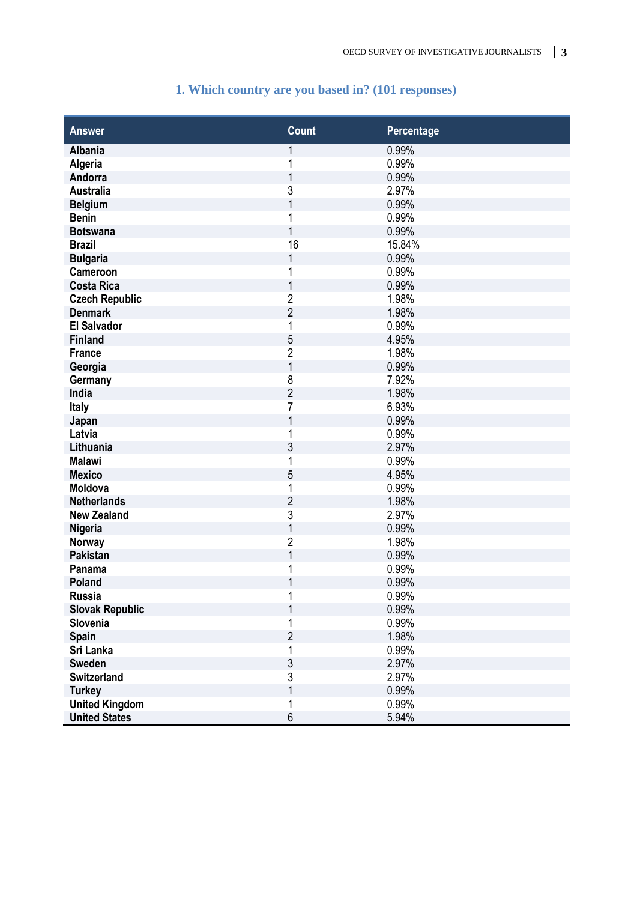## 1. Which country are you based in? (101 responses)

| Answer | Count | Percentage |
|---|---|---|
| Albania | 1 | 0.99% |
| Algeria | 1 | 0.99% |
| Andorra | 1 | 0.99% |
| Australia | 3 | 2.97% |
| Belgium | 1 | 0.99% |
| Benin | 1 | 0.99% |
| Botswana | 1 | 0.99% |
| Brazil | 16 | 15.84% |
| Bulgaria | 1 | 0.99% |
| Cameroon | 1 | 0.99% |
| Costa Rica | 1 | 0.99% |
| Czech Republic | 2 | 1.98% |
| Denmark | 2 | 1.98% |
| El Salvador | 1 | 0.99% |
| Finland | 5 | 4.95% |
| France | 2 | 1.98% |
| Georgia | 1 | 0.99% |
| Germany | 8 | 7.92% |
| India | 2 | 1.98% |
| Italy | 7 | 6.93% |
| Japan | 1 | 0.99% |
| Latvia | 1 | 0.99% |
| Lithuania | 3 | 2.97% |
| Malawi | 1 | 0.99% |
| Mexico | 5 | 4.95% |
| Moldova | 1 | 0.99% |
| Netherlands | 2 | 1.98% |
| New Zealand | 3 | 2.97% |
| Nigeria | 1 | 0.99% |
| Norway | 2 | 1.98% |
| Pakistan | 1 | 0.99% |
| Panama | 1 | 0.99% |
| Poland | 1 | 0.99% |
| Russia | 1 | 0.99% |
| Slovak Republic | 1 | 0.99% |
| Slovenia | 1 | 0.99% |
| Spain | 2 | 1.98% |
| Sri Lanka | 1 | 0.99% |
| Sweden | 3 | 2.97% |
| Switzerland | 3 | 2.97% |
| Turkey | 1 | 0.99% |
| United Kingdom | 1 | 0.99% |
| United States | 6 | 5.94% |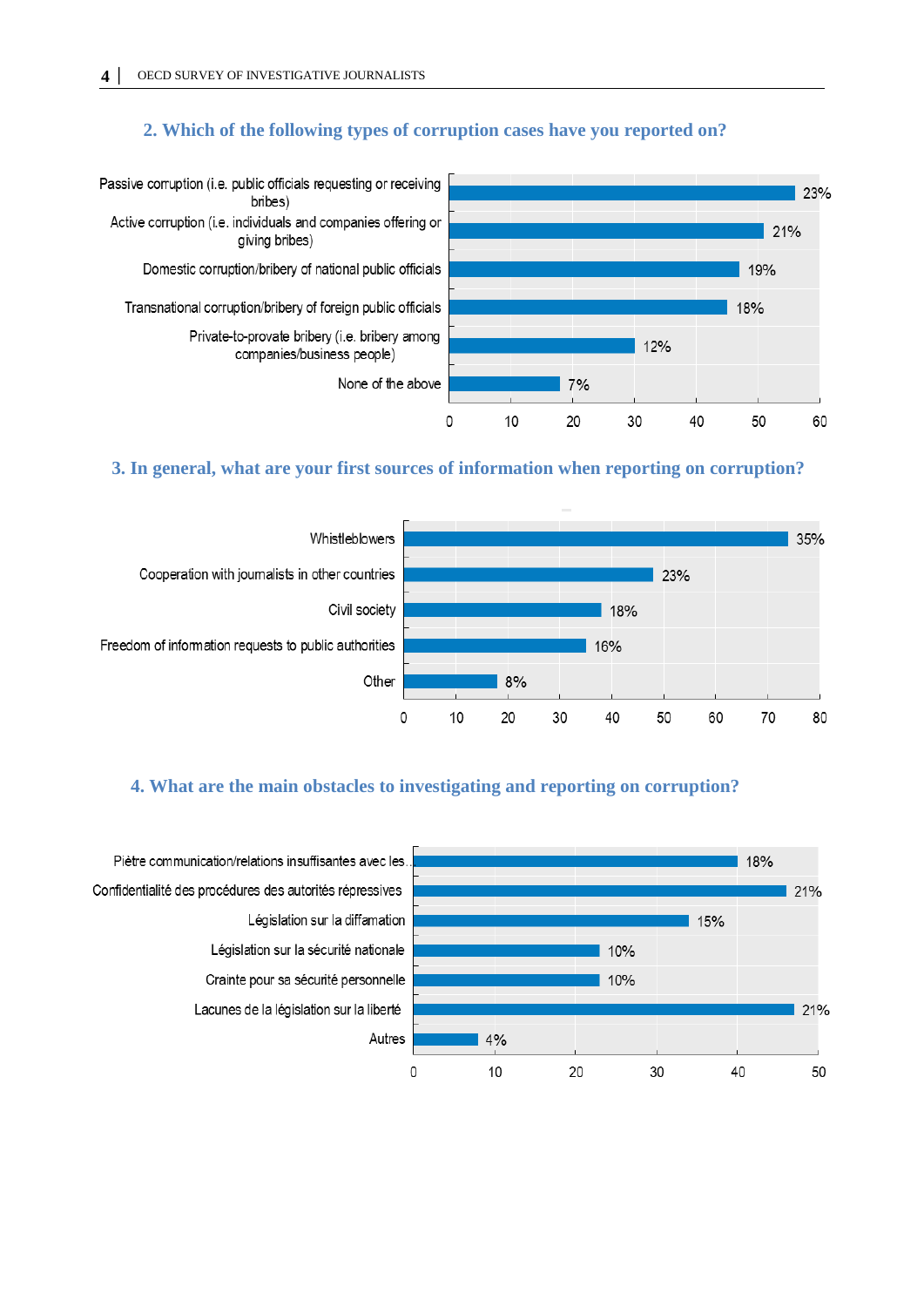## 2. Which of the following types of corruption cases have you reported on?

| Type | Share |
|---|---|
| Passive corruption (i.e. public officials requesting or receiving bribes) | 23% |
| Active corruption (i.e. individuals and companies offering or giving bribes) | 21% |
| Domestic corruption/bribery of national public officials | 19% |
| Transnational corruption/bribery of foreign public officials | 18% |
| Private-to-provate bribery (i.e. bribery among companies/business people) | 12% |
| None of the above | 7% |

## 3. In general, what are your first sources of information when reporting on corruption?

| Source | Share |
|---|---|
| Whistleblowers | 35% |
| Cooperation with journalists in other countries | 23% |
| Civil society | 18% |
| Freedom of information requests to public authorities | 16% |
| Other | 8% |

## 4. What are the main obstacles to investigating and reporting on corruption?

| Obstacle | Share |
|---|---|
| Piètre communication/relations insuffisantes avec les... | 18% |
| Confidentialité des procédures des autorités répressives | 21% |
| Législation sur la diffamation | 15% |
| Législation sur la sécurité nationale | 10% |
| Crainte pour sa sécurité personnelle | 10% |
| Lacunes de la législation sur la liberté | 21% |
| Autres | 4% |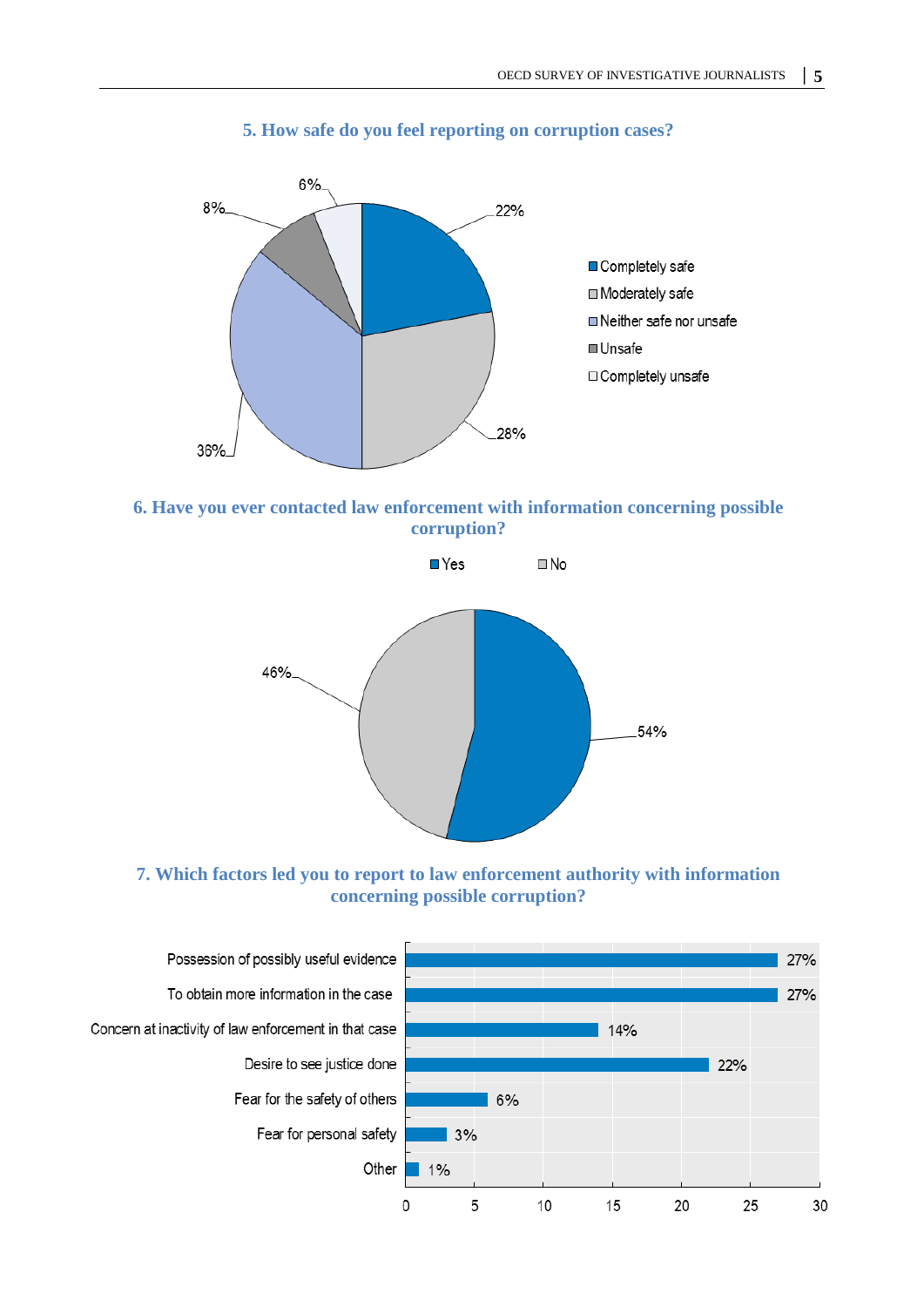### 5. How safe do you feel reporting on corruption cases?

| Response | Percentage |
|---|---|
| Completely safe | 22% |
| Moderately safe | 28% |
| Neither safe nor unsafe | 36% |
| Unsafe | 8% |
| Completely unsafe | 6% |

### 6. Have you ever contacted law enforcement with information concerning possible corruption?

| Response | Percentage |
|---|---|
| Yes | 54% |
| No | 46% |

### 7. Which factors led you to report to law enforcement authority with information concerning possible corruption?

| Factor | Percentage |
|---|---|
| Possession of possibly useful evidence | 27% |
| To obtain more information in the case | 27% |
| Concern at inactivity of law enforcement in that case | 14% |
| Desire to see justice done | 22% |
| Fear for the safety of others | 6% |
| Fear for personal safety | 3% |
| Other | 1% |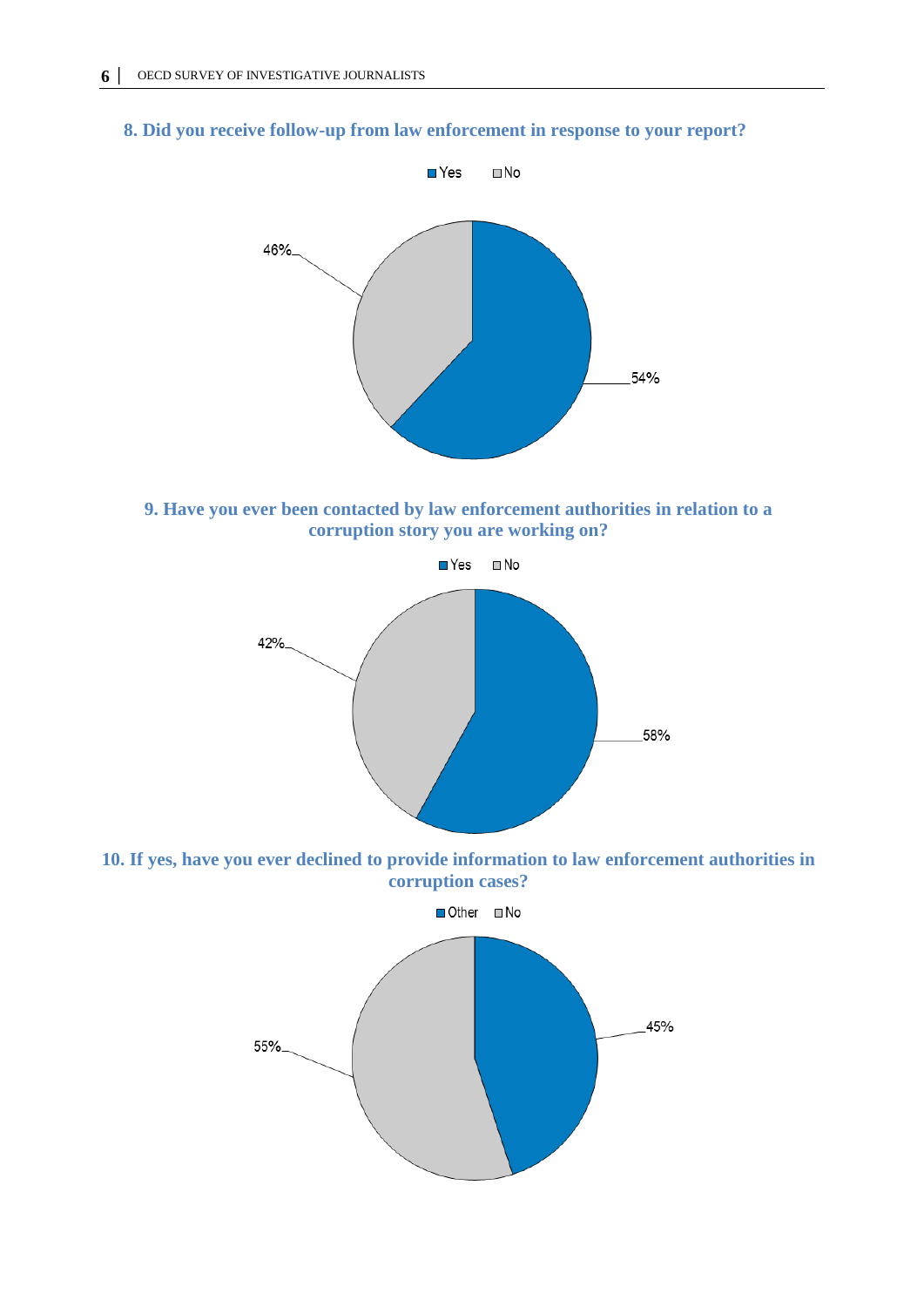**8. Did you receive follow-up from law enforcement in response to your report?**

Yes No

46%

54%

**9. Have you ever been contacted by law enforcement authorities in relation to a corruption story you are working on?**

Yes No

42%

58%

**10. If yes, have you ever declined to provide information to law enforcement authorities in corruption cases?**

Other No

55%

45%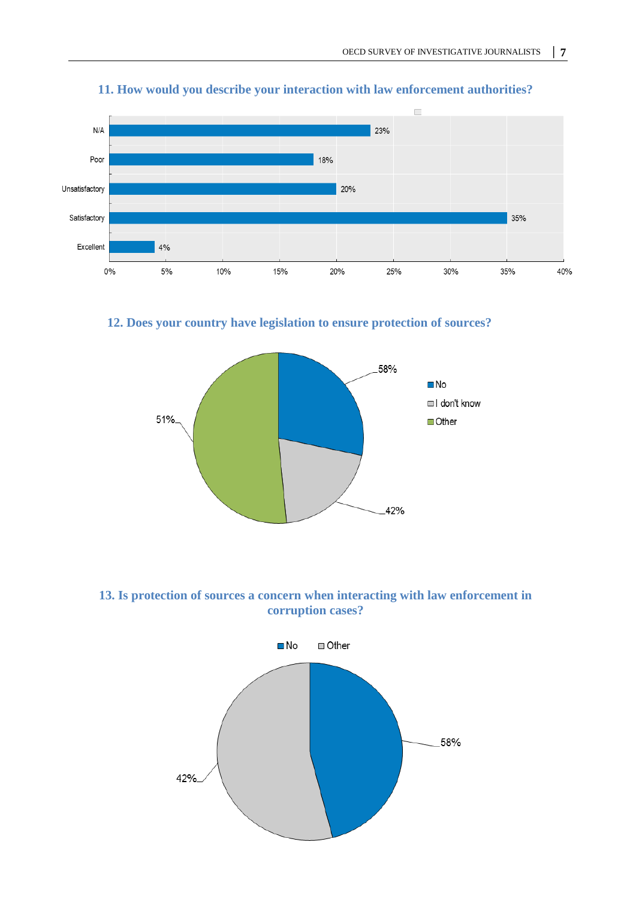## 11. How would you describe your interaction with law enforcement authorities?

| Response | Percentage |
|---|---|
| N/A | 23% |
| Poor | 18% |
| Unsatisfactory | 20% |
| Satisfactory | 35% |
| Excellent | 4% |

## 12. Does your country have legislation to ensure protection of sources?

Legend: No; I don't know; Other

Labels: 58%; 42%; 51%

## 13. Is protection of sources a concern when interacting with law enforcement in corruption cases?

Legend: No; Other

Labels: 58%; 42%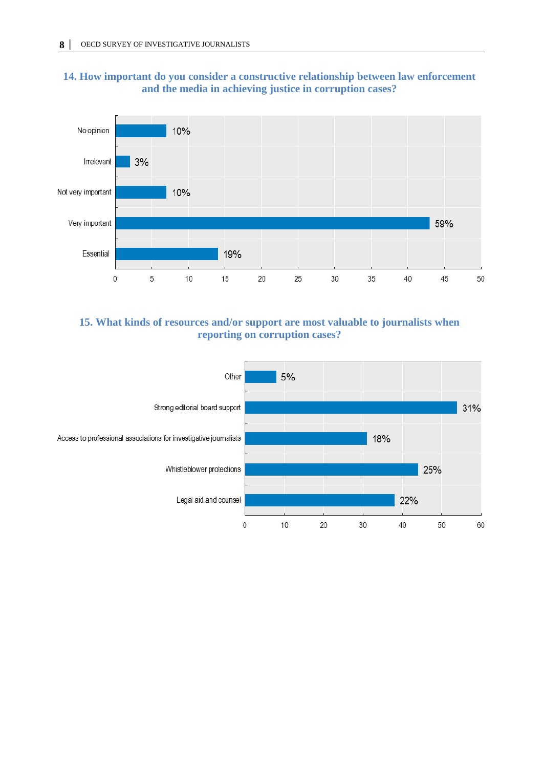### 14. How important do you consider a constructive relationship between law enforcement and the media in achieving justice in corruption cases?

No opinion 10%
Irrelevant 3%
Not very important 10%
Very important 59%
Essential 19%

0 5 10 15 20 25 30 35 40 45 50

### 15. What kinds of resources and/or support are most valuable to journalists when reporting on corruption cases?

Other 5%
Strong editorial board support 31%
Access to professional associations for investigative journalists 18%
Whistleblower protections 25%
Legal aid and counsel 22%

0 10 20 30 40 50 60